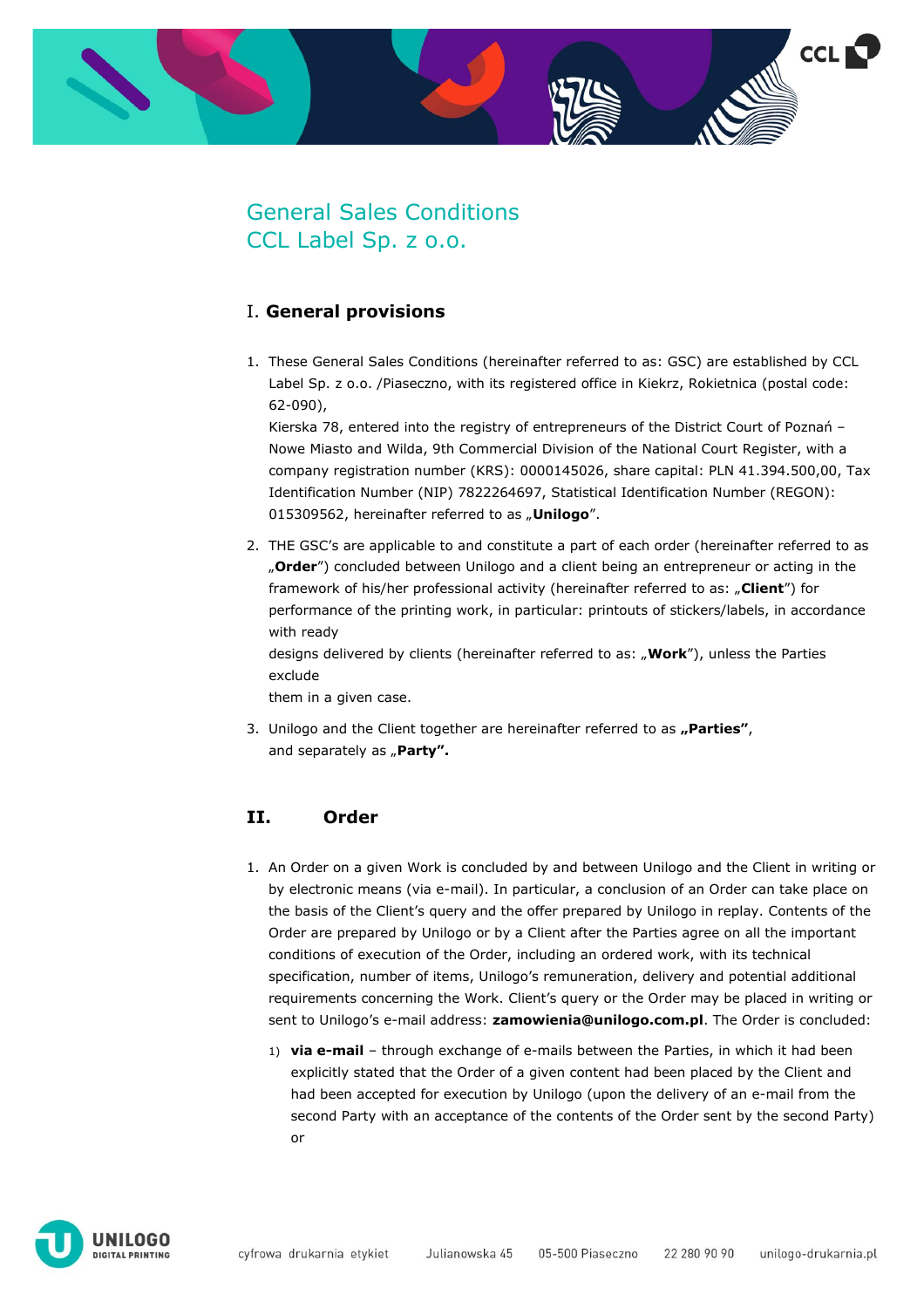# General Sales Conditions
# CCL Label Sp. z o.o.

## I. General provisions

1. These General Sales Conditions (hereinafter referred to as: GSC) are established by CCL Label Sp. z o.o. /Piaseczno, with its registered office in Kiekrz, Rokietnica (postal code: 62-090), Kierska 78, entered into the registry of entrepreneurs of the District Court of Poznań – Nowe Miasto and Wilda, 9th Commercial Division of the National Court Register, with a company registration number (KRS): 0000145026, share capital: PLN 41.394.500,00, Tax Identification Number (NIP) 7822264697, Statistical Identification Number (REGON): 015309562, hereinafter referred to as „**Unilogo**".
2. THE GSC's are applicable to and constitute a part of each order (hereinafter referred to as „**Order**") concluded between Unilogo and a client being an entrepreneur or acting in the framework of his/her professional activity (hereinafter referred to as: „**Client**") for performance of the printing work, in particular: printouts of stickers/labels, in accordance with ready designs delivered by clients (hereinafter referred to as: „**Work**"), unless the Parties exclude them in a given case.
3. Unilogo and the Client together are hereinafter referred to as **„Parties"**, and separately as „**Party".**

## II. Order

1. An Order on a given Work is concluded by and between Unilogo and the Client in writing or by electronic means (via e-mail). In particular, a conclusion of an Order can take place on the basis of the Client's query and the offer prepared by Unilogo in replay. Contents of the Order are prepared by Unilogo or by a Client after the Parties agree on all the important conditions of execution of the Order, including an ordered work, with its technical specification, number of items, Unilogo's remuneration, delivery and potential additional requirements concerning the Work. Client's query or the Order may be placed in writing or sent to Unilogo's e-mail address: **zamowienia@unilogo.com.pl**. The Order is concluded:
   1) **via e-mail** – through exchange of e-mails between the Parties, in which it had been explicitly stated that the Order of a given content had been placed by the Client and had been accepted for execution by Unilogo (upon the delivery of an e-mail from the second Party with an acceptance of the contents of the Order sent by the second Party) or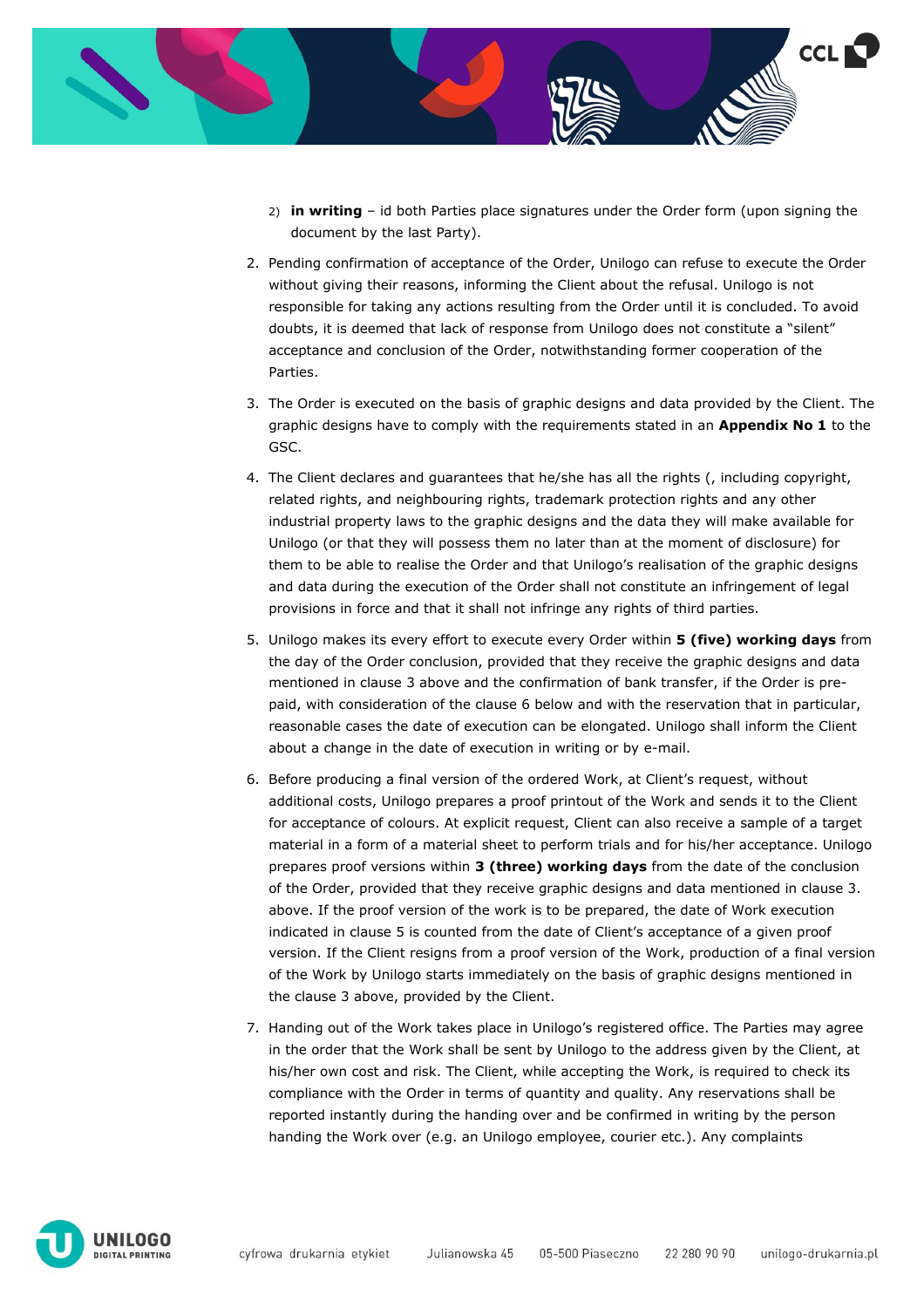2) **in writing** – id both Parties place signatures under the Order form (upon signing the document by the last Party).

2. Pending confirmation of acceptance of the Order, Unilogo can refuse to execute the Order without giving their reasons, informing the Client about the refusal. Unilogo is not responsible for taking any actions resulting from the Order until it is concluded. To avoid doubts, it is deemed that lack of response from Unilogo does not constitute a "silent" acceptance and conclusion of the Order, notwithstanding former cooperation of the Parties.
3. The Order is executed on the basis of graphic designs and data provided by the Client. The graphic designs have to comply with the requirements stated in an **Appendix No 1** to the GSC.
4. The Client declares and guarantees that he/she has all the rights (, including copyright, related rights, and neighbouring rights, trademark protection rights and any other industrial property laws to the graphic designs and the data they will make available for Unilogo (or that they will possess them no later than at the moment of disclosure) for them to be able to realise the Order and that Unilogo's realisation of the graphic designs and data during the execution of the Order shall not constitute an infringement of legal provisions in force and that it shall not infringe any rights of third parties.
5. Unilogo makes its every effort to execute every Order within **5 (five) working days** from the day of the Order conclusion, provided that they receive the graphic designs and data mentioned in clause 3 above and the confirmation of bank transfer, if the Order is pre-paid, with consideration of the clause 6 below and with the reservation that in particular, reasonable cases the date of execution can be elongated. Unilogo shall inform the Client about a change in the date of execution in writing or by e-mail.
6. Before producing a final version of the ordered Work, at Client's request, without additional costs, Unilogo prepares a proof printout of the Work and sends it to the Client for acceptance of colours. At explicit request, Client can also receive a sample of a target material in a form of a material sheet to perform trials and for his/her acceptance. Unilogo prepares proof versions within **3 (three) working days** from the date of the conclusion of the Order, provided that they receive graphic designs and data mentioned in clause 3. above. If the proof version of the work is to be prepared, the date of Work execution indicated in clause 5 is counted from the date of Client's acceptance of a given proof version. If the Client resigns from a proof version of the Work, production of a final version of the Work by Unilogo starts immediately on the basis of graphic designs mentioned in the clause 3 above, provided by the Client.
7. Handing out of the Work takes place in Unilogo's registered office. The Parties may agree in the order that the Work shall be sent by Unilogo to the address given by the Client, at his/her own cost and risk. The Client, while accepting the Work, is required to check its compliance with the Order in terms of quantity and quality. Any reservations shall be reported instantly during the handing over and be confirmed in writing by the person handing the Work over (e.g. an Unilogo employee, courier etc.). Any complaints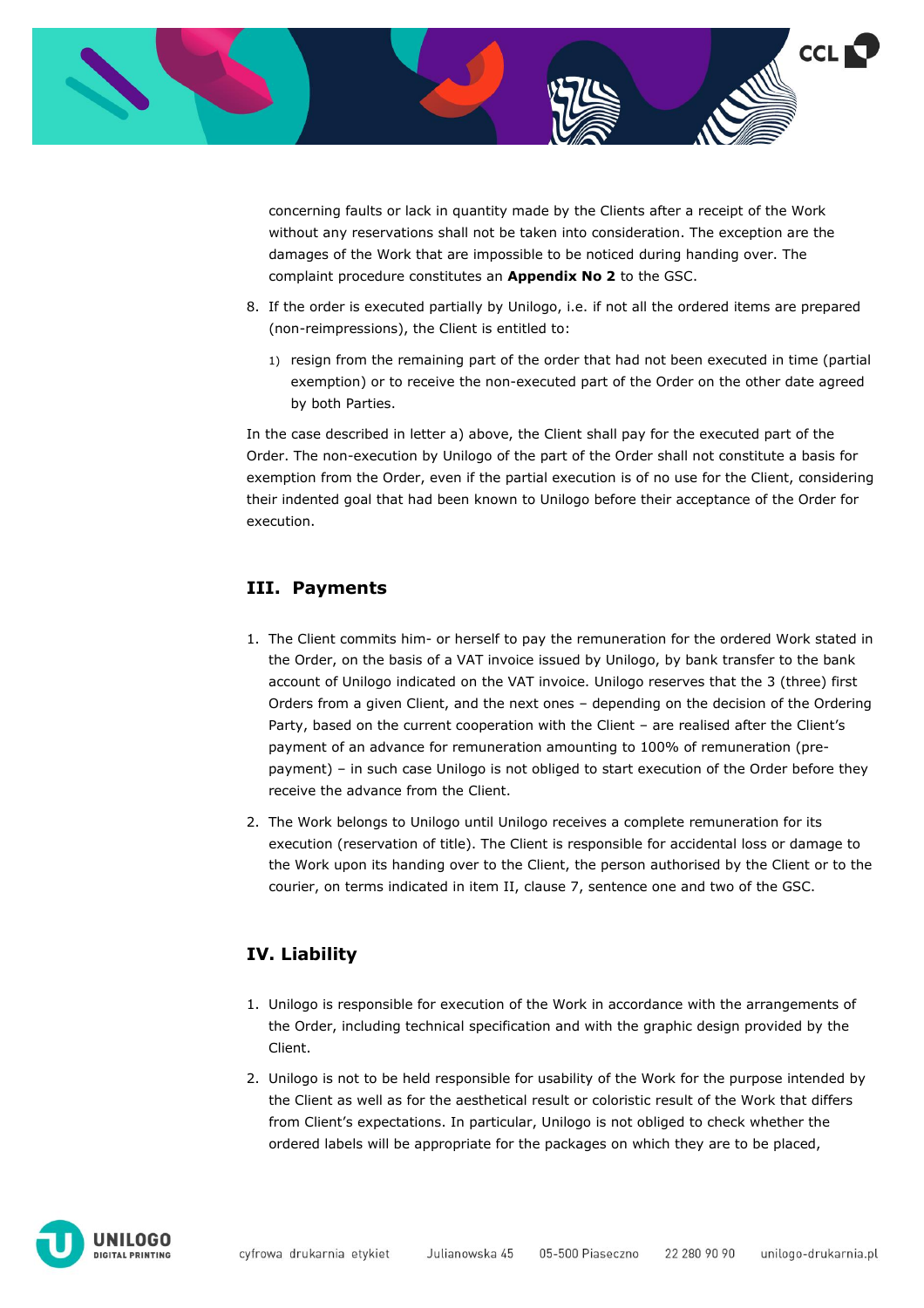concerning faults or lack in quantity made by the Clients after a receipt of the Work without any reservations shall not be taken into consideration. The exception are the damages of the Work that are impossible to be noticed during handing over. The complaint procedure constitutes an **Appendix No 2** to the GSC.

8. If the order is executed partially by Unilogo, i.e. if not all the ordered items are prepared (non-reimpressions), the Client is entitled to:

   1) resign from the remaining part of the order that had not been executed in time (partial exemption) or to receive the non-executed part of the Order on the other date agreed by both Parties.

In the case described in letter a) above, the Client shall pay for the executed part of the Order. The non-execution by Unilogo of the part of the Order shall not constitute a basis for exemption from the Order, even if the partial execution is of no use for the Client, considering their indented goal that had been known to Unilogo before their acceptance of the Order for execution.

## III. Payments

1. The Client commits him- or herself to pay the remuneration for the ordered Work stated in the Order, on the basis of a VAT invoice issued by Unilogo, by bank transfer to the bank account of Unilogo indicated on the VAT invoice. Unilogo reserves that the 3 (three) first Orders from a given Client, and the next ones – depending on the decision of the Ordering Party, based on the current cooperation with the Client – are realised after the Client's payment of an advance for remuneration amounting to 100% of remuneration (pre-payment) – in such case Unilogo is not obliged to start execution of the Order before they receive the advance from the Client.

2. The Work belongs to Unilogo until Unilogo receives a complete remuneration for its execution (reservation of title). The Client is responsible for accidental loss or damage to the Work upon its handing over to the Client, the person authorised by the Client or to the courier, on terms indicated in item II, clause 7, sentence one and two of the GSC.

## IV. Liability

1. Unilogo is responsible for execution of the Work in accordance with the arrangements of the Order, including technical specification and the graphic design provided by the Client.

2. Unilogo is not to be held responsible for usability of the Work for the purpose intended by the Client as well as for the aesthetical result or coloristic result of the Work that differs from Client's expectations. In particular, Unilogo is not obliged to check whether the ordered labels will be appropriate for the packages on which they are to be placed,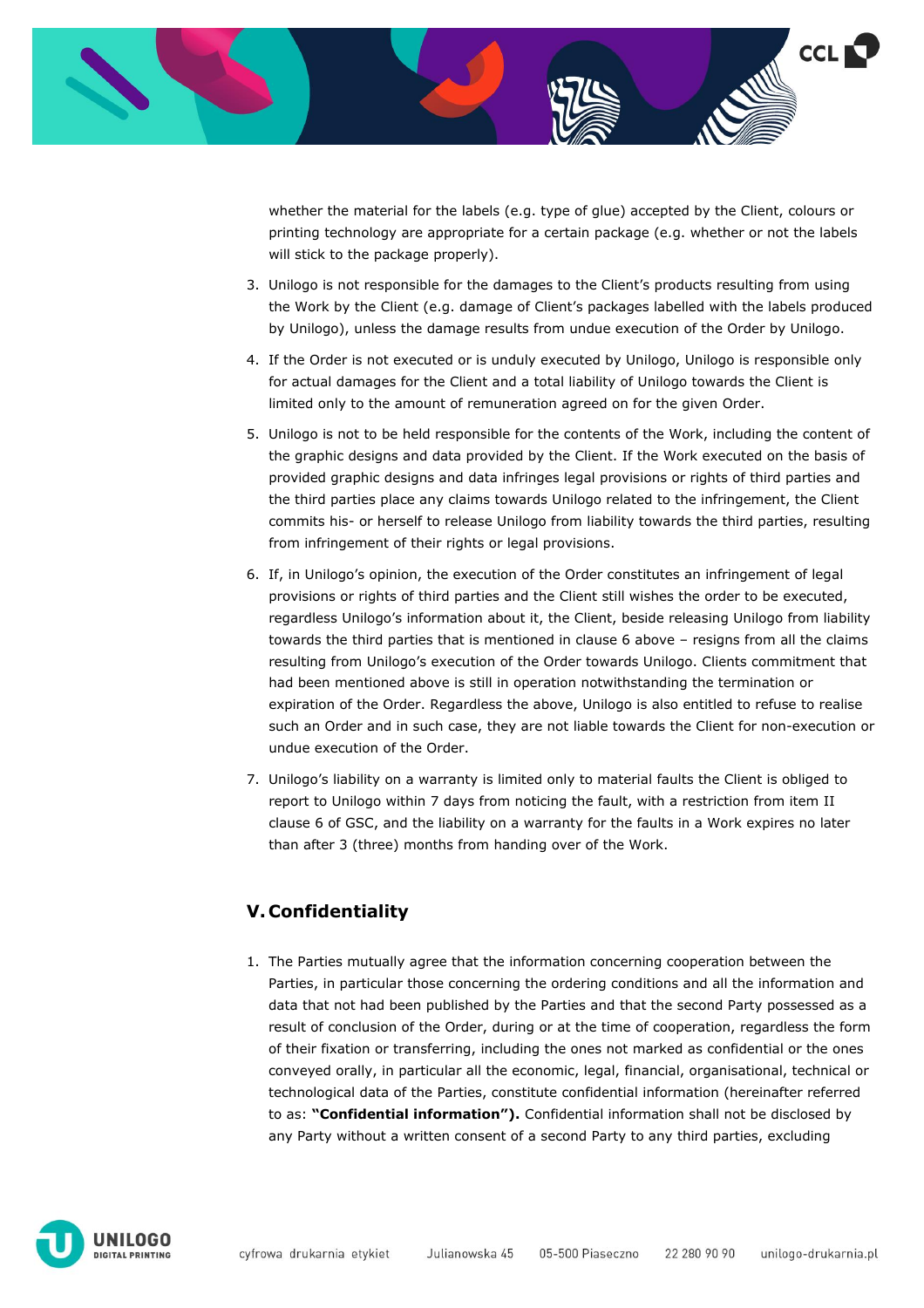whether the material for the labels (e.g. type of glue) accepted by the Client, colours or printing technology are appropriate for a certain package (e.g. whether or not the labels will stick to the package properly).

3. Unilogo is not responsible for the damages to the Client's products resulting from using the Work by the Client (e.g. damage of Client's packages labelled with the labels produced by Unilogo), unless the damage results from undue execution of the Order by Unilogo.
4. If the Order is not executed or is unduly executed by Unilogo, Unilogo is responsible only for actual damages for the Client and a total liability of Unilogo towards the Client is limited only to the amount of remuneration agreed on for the given Order.
5. Unilogo is not to be held responsible for the contents of the Work, including the content of the graphic designs and data provided by the Client. If the Work executed on the basis of provided graphic designs and data infringes legal provisions or rights of third parties and the third parties place any claims towards Unilogo related to the infringement, the Client commits his- or herself to release Unilogo from liability towards the third parties, resulting from infringement of their rights or legal provisions.
6. If, in Unilogo's opinion, the execution of the Order constitutes an infringement of legal provisions or rights of third parties and the Client still wishes the order to be executed, regardless Unilogo's information about it, the Client, beside releasing Unilogo from liability towards the third parties that is mentioned in clause 6 above – resigns from all the claims resulting from Unilogo's execution of the Order towards Unilogo. Clients commitment that had been mentioned above is still in operation notwithstanding the termination or expiration of the Order. Regardless the above, Unilogo is also entitled to refuse to realise such an Order and in such case, they are not liable towards the Client for non-execution or undue execution of the Order.
7. Unilogo's liability on a warranty is limited only to material faults the Client is obliged to report to Unilogo within 7 days from noticing the fault, with a restriction from item II clause 6 of GSC, and the liability on a warranty for the faults in a Work expires no later than after 3 (three) months from handing over of the Work.

## V. Confidentiality

1. The Parties mutually agree that the information concerning cooperation between the Parties, in particular those concerning the ordering conditions and all the information and data that not had been published by the Parties and that the second Party possessed as a result of conclusion of the Order, during or at the time of cooperation, regardless the form of their fixation or transferring, including the ones not marked as confidential or the ones conveyed orally, in particular all the economic, legal, financial, organisational, technical or technological data of the Parties, constitute confidential information (hereinafter referred to as: **"Confidential information").** Confidential information shall not be disclosed by any Party without a written consent of a second Party to any third parties, excluding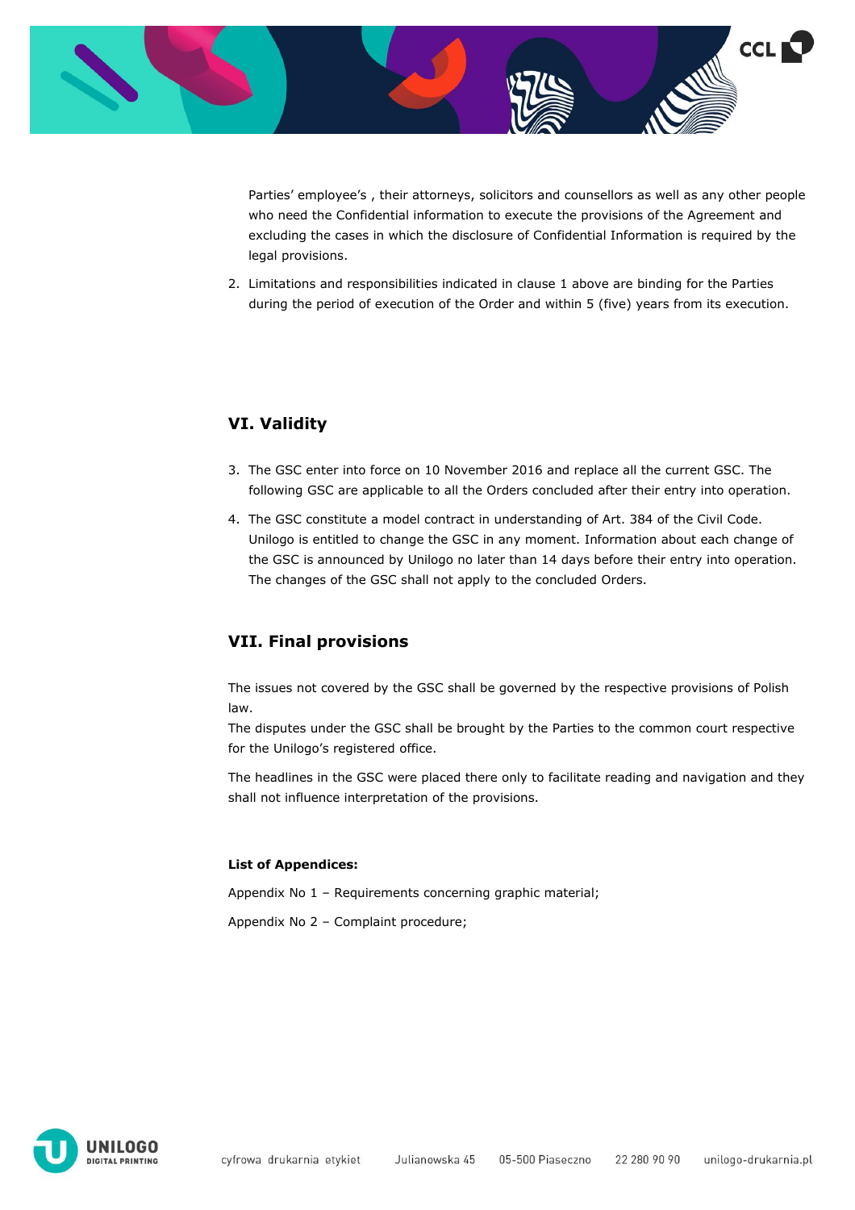Parties' employee's , their attorneys, solicitors and counsellors as well as any other people who need the Confidential information to execute the provisions of the Agreement and excluding the cases in which the disclosure of Confidential Information is required by the legal provisions.

2. Limitations and responsibilities indicated in clause 1 above are binding for the Parties during the period of execution of the Order and within 5 (five) years from its execution.

## VI. Validity

3. The GSC enter into force on 10 November 2016 and replace all the current GSC. The following GSC are applicable to all the Orders concluded after their entry into operation.
4. The GSC constitute a model contract in understanding of Art. 384 of the Civil Code. Unilogo is entitled to change the GSC in any moment. Information about each change of the GSC is announced by Unilogo no later than 14 days before their entry into operation. The changes of the GSC shall not apply to the concluded Orders.

## VII. Final provisions

The issues not covered by the GSC shall be governed by the respective provisions of Polish law.
The disputes under the GSC shall be brought by the Parties to the common court respective for the Unilogo's registered office.

The headlines in the GSC were placed there only to facilitate reading and navigation and they shall not influence interpretation of the provisions.

**List of Appendices:**

Appendix No 1 – Requirements concerning graphic material;

Appendix No 2 – Complaint procedure;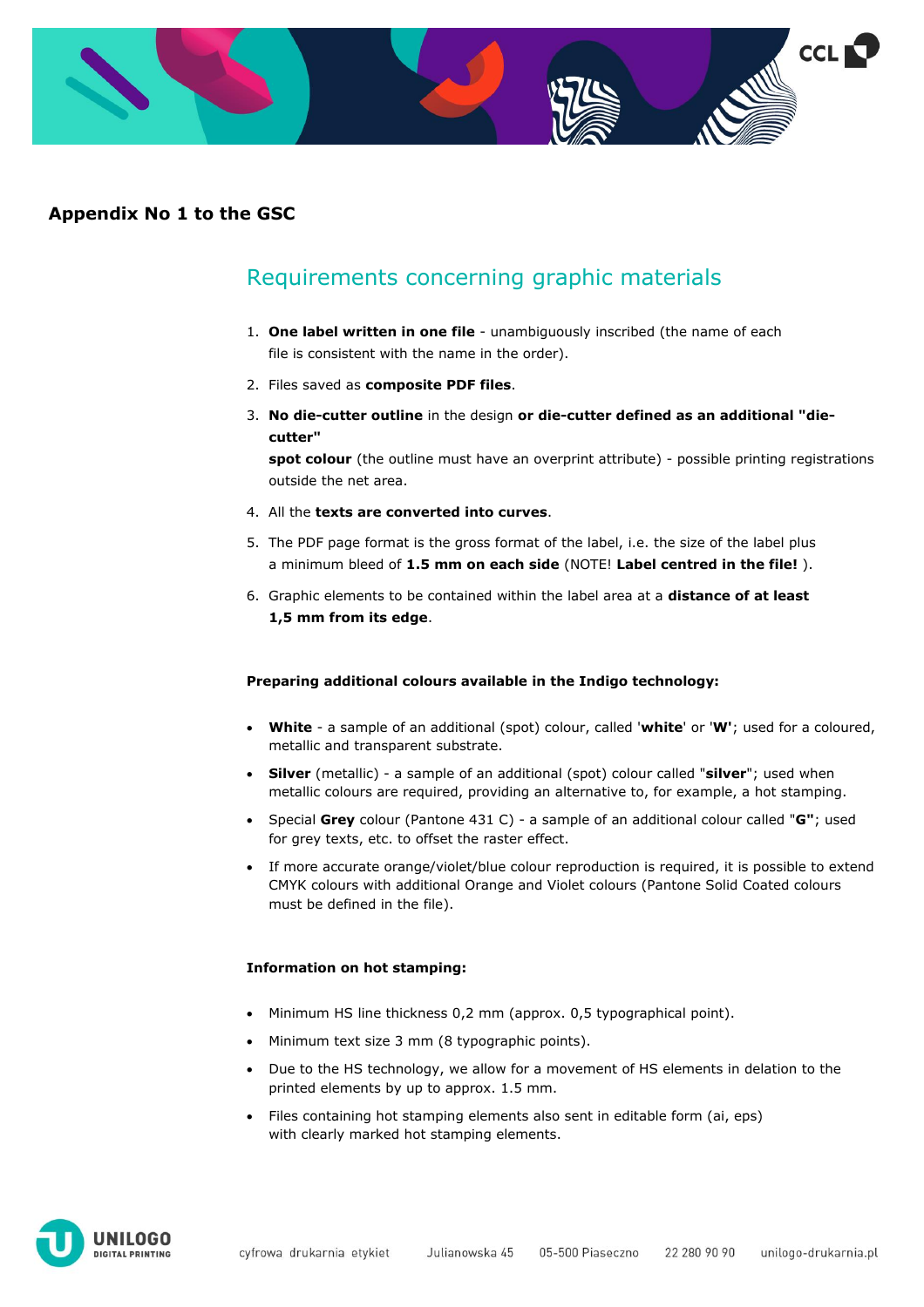## Appendix No 1 to the GSC

# Requirements concerning graphic materials

1. **One label written in one file** - unambiguously inscribed (the name of each file is consistent with the name in the order).
2. Files saved as **composite PDF files**.
3. **No die-cutter outline** in the design **or die-cutter defined as an additional "die-cutter" spot colour** (the outline must have an overprint attribute) - possible printing registrations outside the net area.
4. All the **texts are converted into curves**.
5. The PDF page format is the gross format of the label, i.e. the size of the label plus a minimum bleed of **1.5 mm on each side** (NOTE! **Label centred in the file!** ).
6. Graphic elements to be contained within the label area at a **distance of at least 1,5 mm from its edge**.

**Preparing additional colours available in the Indigo technology:**

- **White** - a sample of an additional (spot) colour, called '**white**' or '**W'**; used for a coloured, metallic and transparent substrate.
- **Silver** (metallic) - a sample of an additional (spot) colour called "**silver**"; used when metallic colours are required, providing an alternative to, for example, a hot stamping.
- Special **Grey** colour (Pantone 431 C) - a sample of an additional colour called "**G"**; used for grey texts, etc. to offset the raster effect.
- If more accurate orange/violet/blue colour reproduction is required, it is possible to extend CMYK colours with additional Orange and Violet colours (Pantone Solid Coated colours must be defined in the file).

**Information on hot stamping:**

- Minimum HS line thickness 0,2 mm (approx. 0,5 typographical point).
- Minimum text size 3 mm (8 typographic points).
- Due to the HS technology, we allow for a movement of HS elements in delation to the printed elements by up to approx. 1.5 mm.
- Files containing hot stamping elements also sent in editable form (ai, eps) with clearly marked hot stamping elements.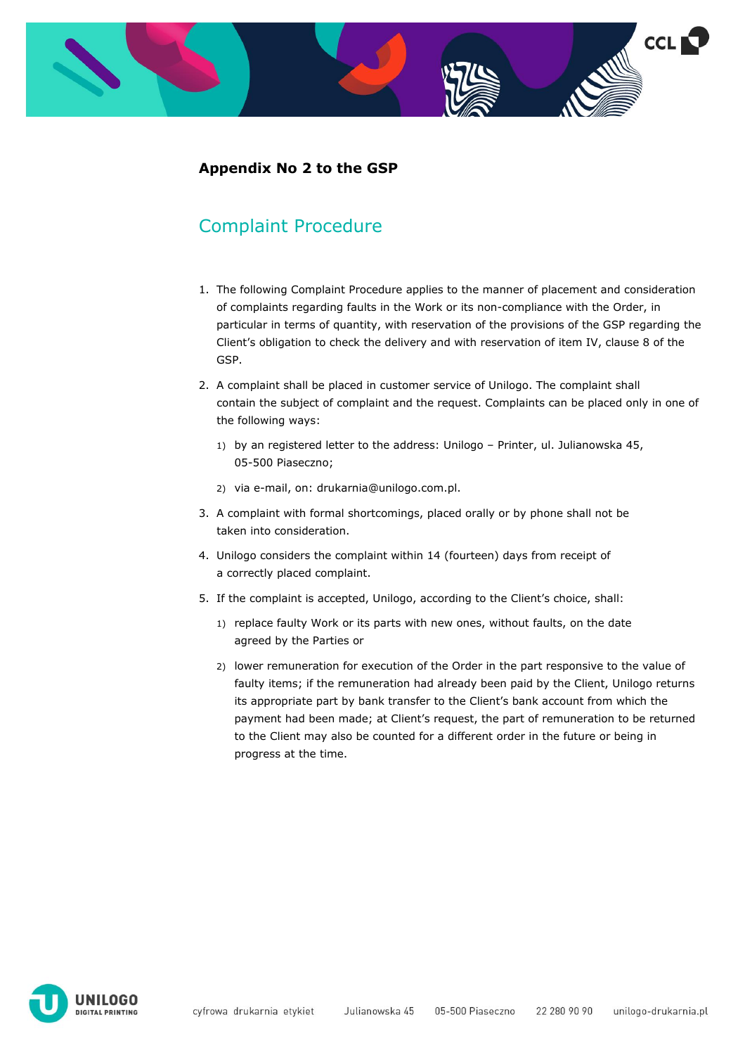**Appendix No 2 to the GSP**

## Complaint Procedure

1. The following Complaint Procedure applies to the manner of placement and consideration of complaints regarding faults in the Work or its non-compliance with the Order, in particular in terms of quantity, with reservation of the provisions of the GSP regarding the Client's obligation to check the delivery and with reservation of item IV, clause 8 of the GSP.
2. A complaint shall be placed in customer service of Unilogo. The complaint shall contain the subject of complaint and the request. Complaints can be placed only in one of the following ways:
   1) by an registered letter to the address: Unilogo – Printer, ul. Julianowska 45, 05-500 Piaseczno;
   2) via e-mail, on: drukarnia@unilogo.com.pl.
3. A complaint with formal shortcomings, placed orally or by phone shall not be taken into consideration.
4. Unilogo considers the complaint within 14 (fourteen) days from receipt of a correctly placed complaint.
5. If the complaint is accepted, Unilogo, according to the Client's choice, shall:
   1) replace faulty Work or its parts with new ones, without faults, on the date agreed by the Parties or
   2) lower remuneration for execution of the Order in the part responsive to the value of faulty items; if the remuneration had already been paid by the Client, Unilogo returns its appropriate part by bank transfer to the Client's bank account from which the payment had been made; at Client's request, the part of remuneration to be returned to the Client may also be counted for a different order in the future or being in progress at the time.